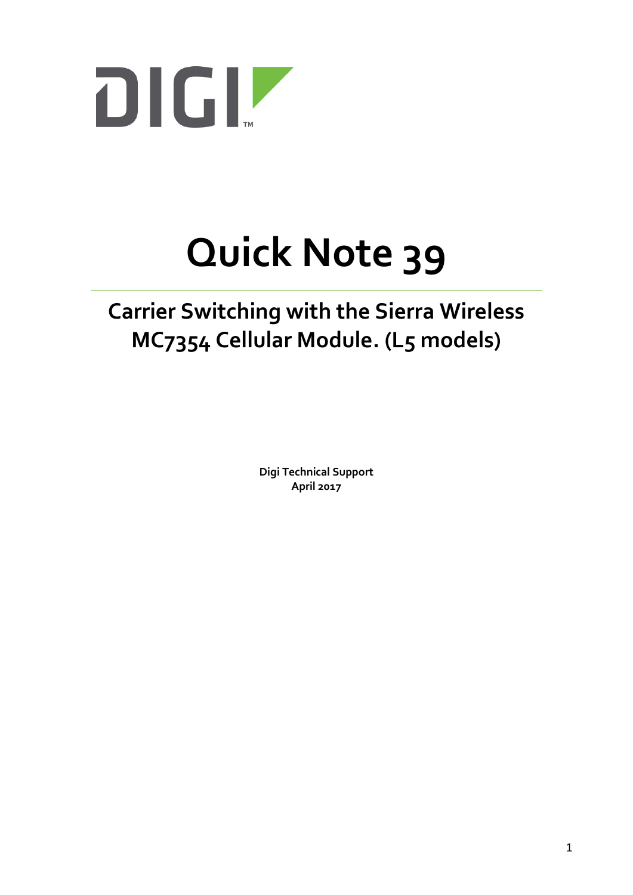# Quick Note 39

## Carrier Switching with the Sierra Wireless MC7354 Cellular Module. (L5 models)

**Digi Technical Support**
**April 2017**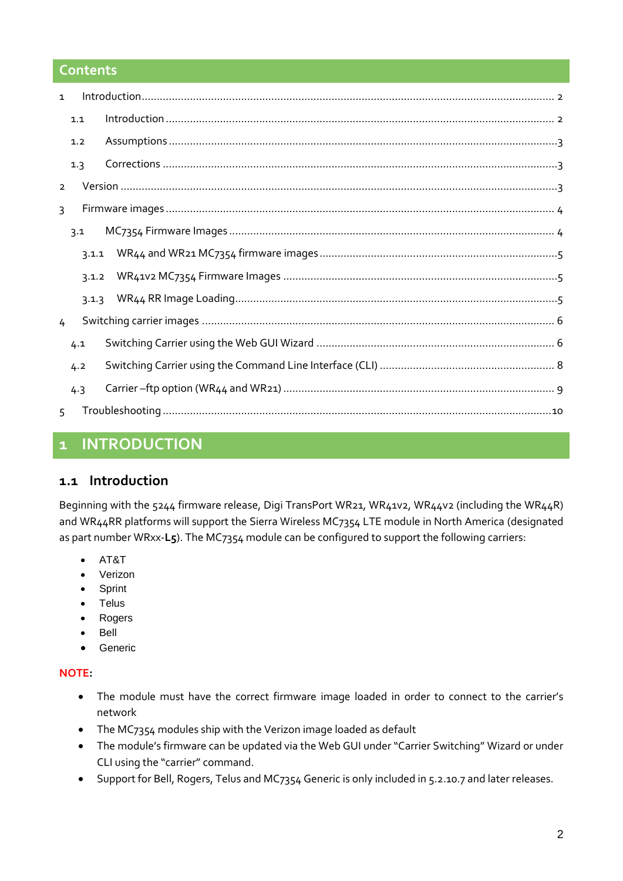## Contents

- 1 Introduction ........ 2
  - 1.1 Introduction ........ 2
  - 1.2 Assumptions ........ 3
  - 1.3 Corrections ........ 3
- 2 Version ........ 3
- 3 Firmware images ........ 4
  - 3.1 MC7354 Firmware Images ........ 4
    - 3.1.1 WR44 and WR21 MC7354 firmware images ........ 5
    - 3.1.2 WR41v2 MC7354 Firmware Images ........ 5
    - 3.1.3 WR44 RR Image Loading ........ 5
- 4 Switching carrier images ........ 6
  - 4.1 Switching Carrier using the Web GUI Wizard ........ 6
  - 4.2 Switching Carrier using the Command Line Interface (CLI) ........ 8
  - 4.3 Carrier –ftp option (WR44 and WR21) ........ 9
- 5 Troubleshooting ........ 10

# 1 INTRODUCTION

## 1.1 Introduction

Beginning with the 5244 firmware release, Digi TransPort WR21, WR41v2, WR44v2 (including the WR44R) and WR44RR platforms will support the Sierra Wireless MC7354 LTE module in North America (designated as part number WRxx-**L5**). The MC7354 module can be configured to support the following carriers:

- AT&T
- Verizon
- Sprint
- Telus
- Rogers
- Bell
- Generic

**NOTE:**

- The module must have the correct firmware image loaded in order to connect to the carrier's network
- The MC7354 modules ship with the Verizon image loaded as default
- The module's firmware can be updated via the Web GUI under "Carrier Switching" Wizard or under CLI using the "carrier" command.
- Support for Bell, Rogers, Telus and MC7354 Generic is only included in 5.2.10.7 and later releases.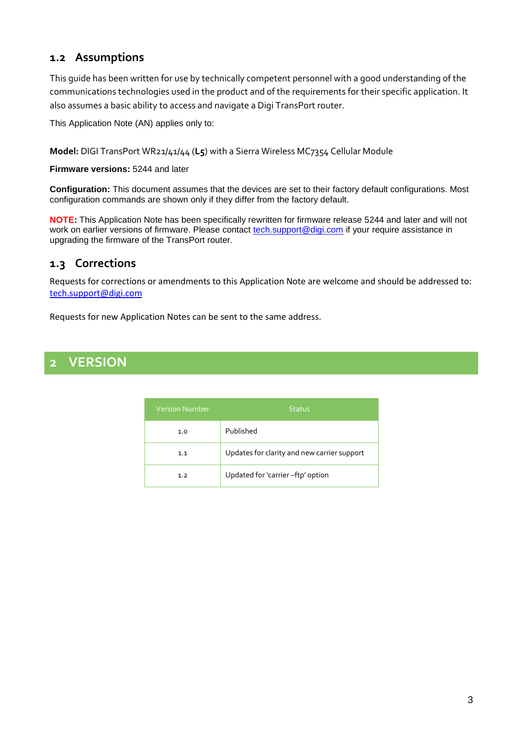## 1.2 Assumptions

This guide has been written for use by technically competent personnel with a good understanding of the communications technologies used in the product and of the requirements for their specific application. It also assumes a basic ability to access and navigate a Digi TransPort router.

This Application Note (AN) applies only to:

**Model:** DIGI TransPort WR21/41/44 (**L5**) with a Sierra Wireless MC7354 Cellular Module

**Firmware versions:** 5244 and later

**Configuration:** This document assumes that the devices are set to their factory default configurations. Most configuration commands are shown only if they differ from the factory default.

**NOTE:** This Application Note has been specifically rewritten for firmware release 5244 and later and will not work on earlier versions of firmware. Please contact tech.support@digi.com if your require assistance in upgrading the firmware of the TransPort router.

## 1.3 Corrections

Requests for corrections or amendments to this Application Note are welcome and should be addressed to: tech.support@digi.com

Requests for new Application Notes can be sent to the same address.

# 2 VERSION

| Version Number | Status |
|---|---|
| 1.0 | Published |
| 1.1 | Updates for clarity and new carrier support |
| 1.2 | Updated for 'carrier –ftp' option |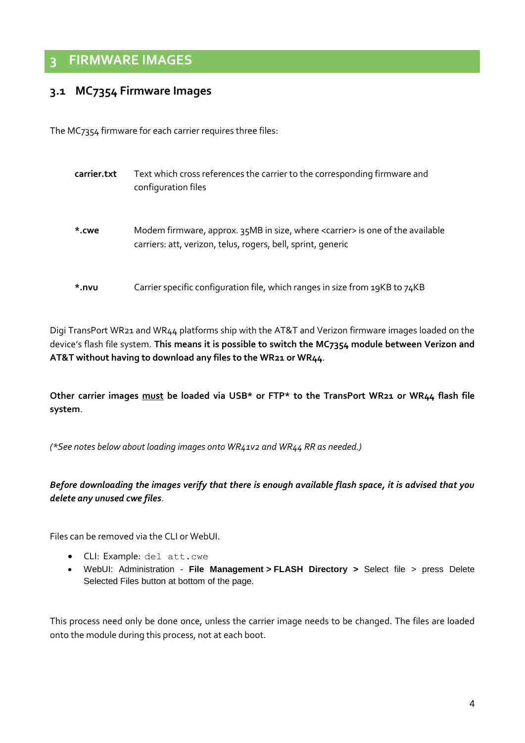# 3 FIRMWARE IMAGES

## 3.1 MC7354 Firmware Images

The MC7354 firmware for each carrier requires three files:

**carrier.txt** Text which cross references the carrier to the corresponding firmware and configuration files

**\*.cwe** Modem firmware, approx. 35MB in size, where <carrier> is one of the available carriers: att, verizon, telus, rogers, bell, sprint, generic

**\*.nvu** Carrier specific configuration file, which ranges in size from 19KB to 74KB

Digi TransPort WR21 and WR44 platforms ship with the AT&T and Verizon firmware images loaded on the device's flash file system. **This means it is possible to switch the MC7354 module between Verizon and AT&T without having to download any files to the WR21 or WR44**.

**Other carrier images <u>must</u> be loaded via USB* or FTP* to the TransPort WR21 or WR44 flash file system**.

*(\*See notes below about loading images onto WR41v2 and WR44 RR as needed.)*

***Before downloading the images verify that there is enough available flash space, it is advised that you delete any unused cwe files***.

Files can be removed via the CLI or WebUI.

- CLI: Example: `del att.cwe`
- WebUI: Administration - **File Management > FLASH Directory >** Select file > press Delete Selected Files button at bottom of the page.

This process need only be done once, unless the carrier image needs to be changed. The files are loaded onto the module during this process, not at each boot.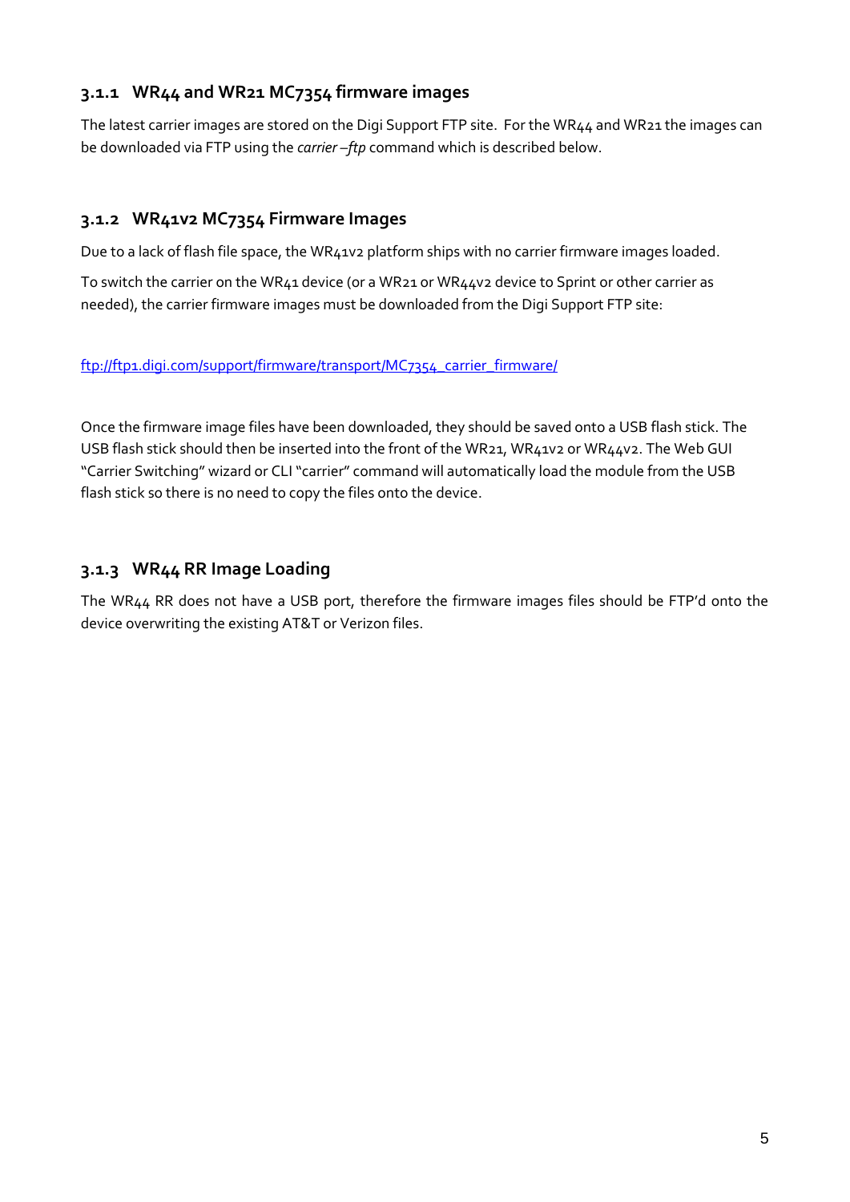### 3.1.1 WR44 and WR21 MC7354 firmware images

The latest carrier images are stored on the Digi Support FTP site. For the WR44 and WR21 the images can be downloaded via FTP using the *carrier –ftp* command which is described below.

### 3.1.2 WR41v2 MC7354 Firmware Images

Due to a lack of flash file space, the WR41v2 platform ships with no carrier firmware images loaded.

To switch the carrier on the WR41 device (or a WR21 or WR44v2 device to Sprint or other carrier as needed), the carrier firmware images must be downloaded from the Digi Support FTP site:

[ftp://ftp1.digi.com/support/firmware/transport/MC7354_carrier_firmware/](ftp://ftp1.digi.com/support/firmware/transport/MC7354_carrier_firmware/)

Once the firmware image files have been downloaded, they should be saved onto a USB flash stick. The USB flash stick should then be inserted into the front of the WR21, WR41v2 or WR44v2. The Web GUI "Carrier Switching" wizard or CLI "carrier" command will automatically load the module from the USB flash stick so there is no need to copy the files onto the device.

### 3.1.3 WR44 RR Image Loading

The WR44 RR does not have a USB port, therefore the firmware images files should be FTP'd onto the device overwriting the existing AT&T or Verizon files.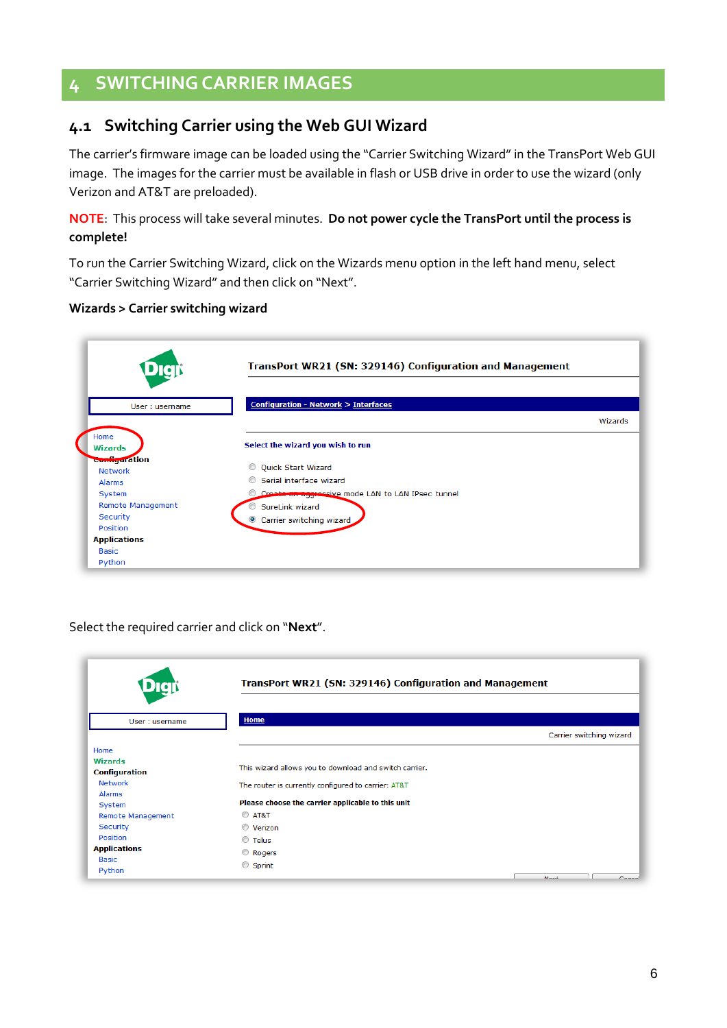# 4 SWITCHING CARRIER IMAGES

## 4.1 Switching Carrier using the Web GUI Wizard

The carrier's firmware image can be loaded using the "Carrier Switching Wizard" in the TransPort Web GUI image. The images for the carrier must be available in flash or USB drive in order to use the wizard (only Verizon and AT&T are preloaded).

NOTE: This process will take several minutes. **Do not power cycle the TransPort until the process is complete!**

To run the Carrier Switching Wizard, click on the Wizards menu option in the left hand menu, select "Carrier Switching Wizard" and then click on "Next".

**Wizards > Carrier switching wizard**

Select the required carrier and click on "**Next**".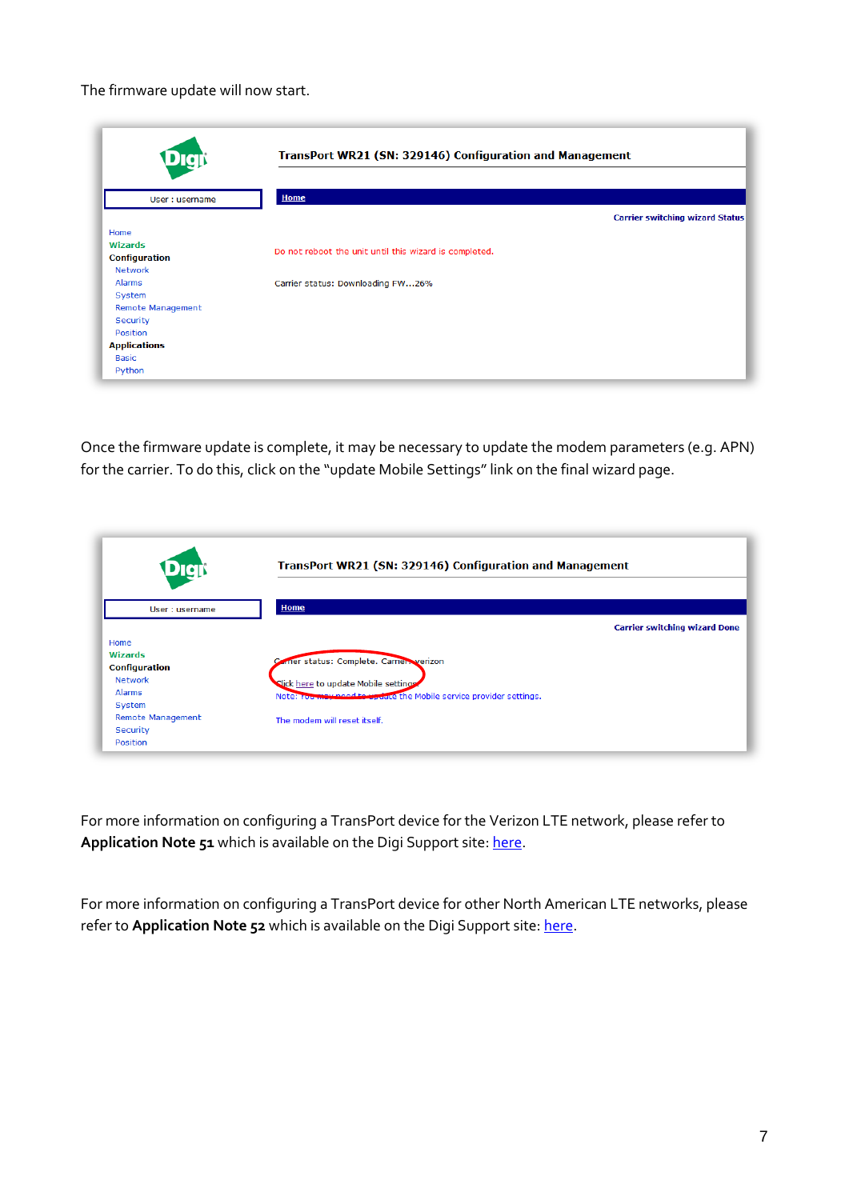The firmware update will now start.

Once the firmware update is complete, it may be necessary to update the modem parameters (e.g. APN) for the carrier. To do this, click on the "update Mobile Settings" link on the final wizard page.

For more information on configuring a TransPort device for the Verizon LTE network, please refer to **Application Note 51** which is available on the Digi Support site: here.

For more information on configuring a TransPort device for other North American LTE networks, please refer to **Application Note 52** which is available on the Digi Support site: here.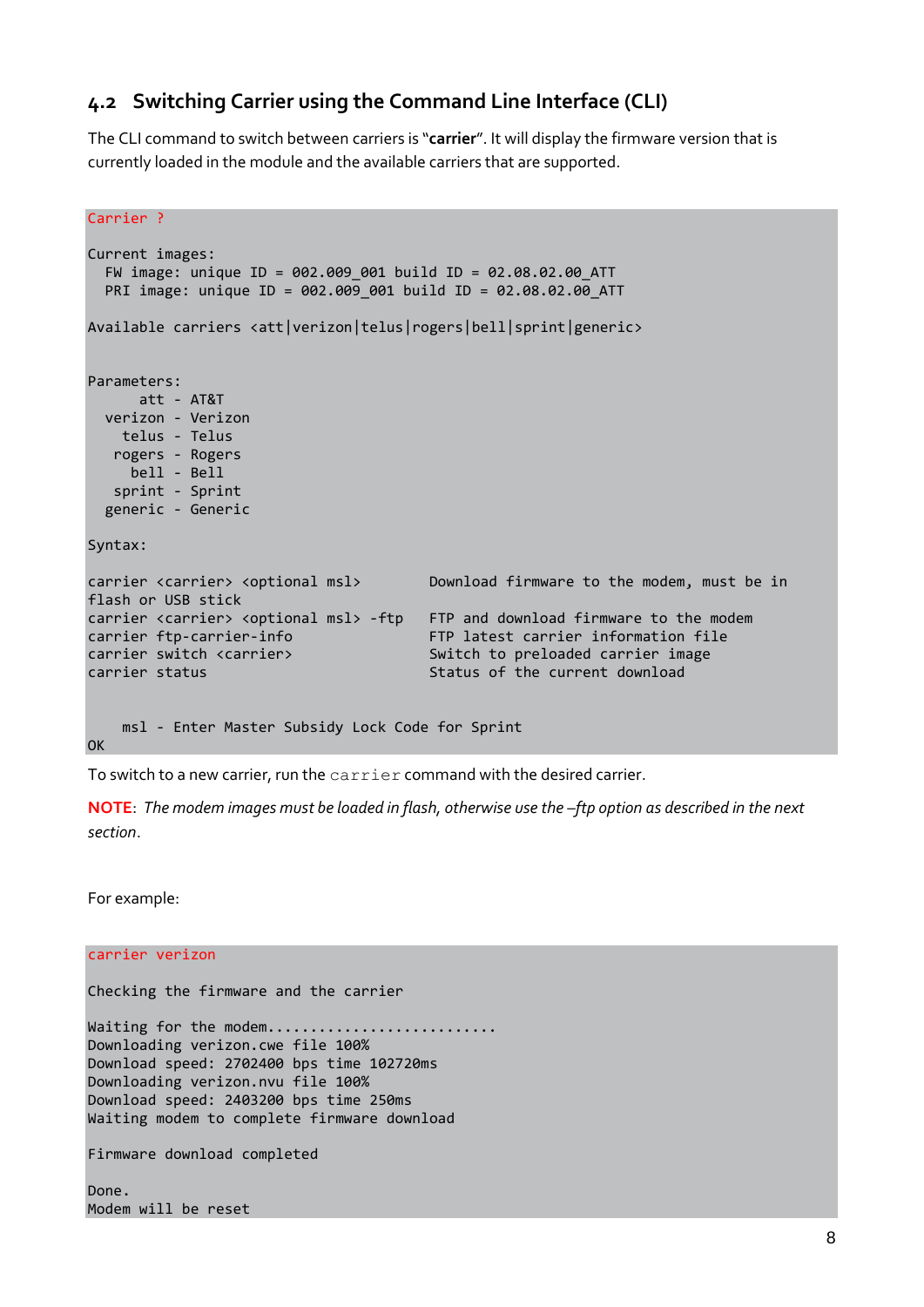## 4.2 Switching Carrier using the Command Line Interface (CLI)

The CLI command to switch between carriers is "**carrier**". It will display the firmware version that is currently loaded in the module and the available carriers that are supported.

```
Carrier ?

Current images:
  FW image: unique ID = 002.009_001 build ID = 02.08.02.00_ATT
  PRI image: unique ID = 002.009_001 build ID = 02.08.02.00_ATT

Available carriers <att|verizon|telus|rogers|bell|sprint|generic>


Parameters:
      att - AT&T
  verizon - Verizon
    telus - Telus
   rogers - Rogers
     bell - Bell
   sprint - Sprint
  generic - Generic

Syntax:

carrier <carrier> <optional msl>        Download firmware to the modem, must be in
flash or USB stick
carrier <carrier> <optional msl> -ftp   FTP and download firmware to the modem
carrier ftp-carrier-info                FTP latest carrier information file
carrier switch <carrier>                Switch to preloaded carrier image
carrier status                          Status of the current download


    msl - Enter Master Subsidy Lock Code for Sprint
OK
```

To switch to a new carrier, run the `carrier` command with the desired carrier.

**NOTE**: *The modem images must be loaded in flash, otherwise use the –ftp option as described in the next section*.

For example:

```
carrier verizon

Checking the firmware and the carrier

Waiting for the modem..........................
Downloading verizon.cwe file 100%
Download speed: 2702400 bps time 102720ms
Downloading verizon.nvu file 100%
Download speed: 2403200 bps time 250ms
Waiting modem to complete firmware download

Firmware download completed

Done.
Modem will be reset
```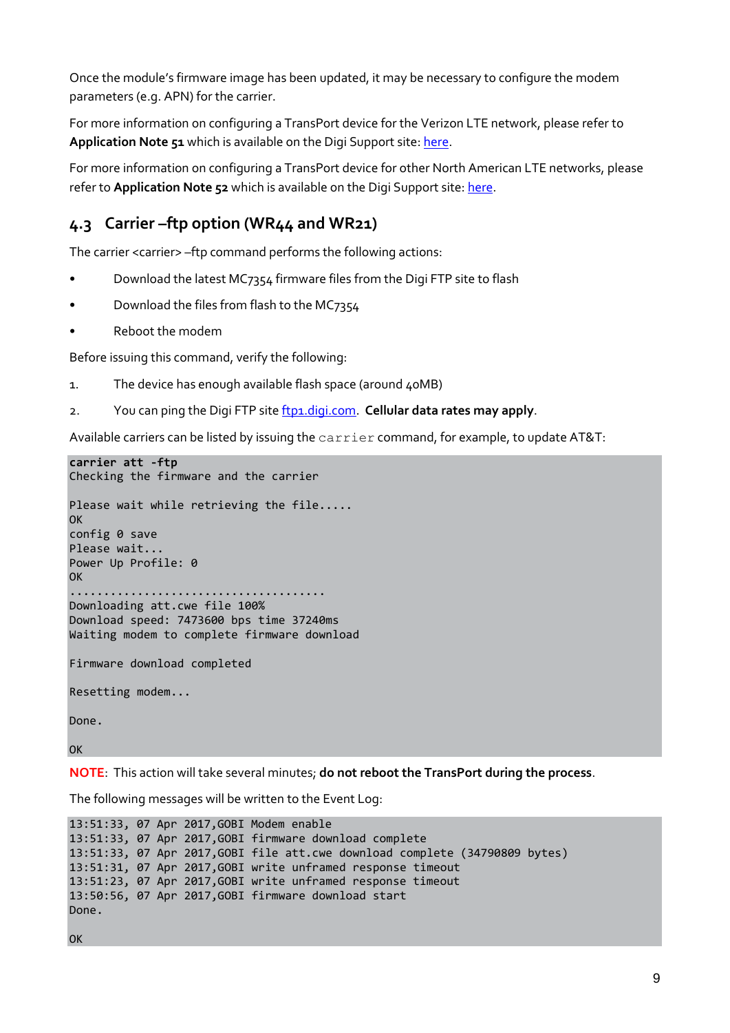Once the module's firmware image has been updated, it may be necessary to configure the modem parameters (e.g. APN) for the carrier.

For more information on configuring a TransPort device for the Verizon LTE network, please refer to **Application Note 51** which is available on the Digi Support site: [here](#).

For more information on configuring a TransPort device for other North American LTE networks, please refer to **Application Note 52** which is available on the Digi Support site: [here](#).

## 4.3 Carrier –ftp option (WR44 and WR21)

The carrier <carrier> –ftp command performs the following actions:

- Download the latest MC7354 firmware files from the Digi FTP site to flash
- Download the files from flash to the MC7354
- Reboot the modem

Before issuing this command, verify the following:

1. The device has enough available flash space (around 40MB)
2. You can ping the Digi FTP site [ftp1.digi.com](ftp1.digi.com). **Cellular data rates may apply**.

Available carriers can be listed by issuing the `carrier` command, for example, to update AT&T:

```
carrier att -ftp
Checking the firmware and the carrier

Please wait while retrieving the file.....
OK
config 0 save
Please wait...
Power Up Profile: 0
OK
......................................
Downloading att.cwe file 100%
Download speed: 7473600 bps time 37240ms
Waiting modem to complete firmware download

Firmware download completed

Resetting modem...

Done.

OK
```

**NOTE**: This action will take several minutes; **do not reboot the TransPort during the process**.

The following messages will be written to the Event Log:

```
13:51:33, 07 Apr 2017,GOBI Modem enable
13:51:33, 07 Apr 2017,GOBI firmware download complete
13:51:33, 07 Apr 2017,GOBI file att.cwe download complete (34790809 bytes)
13:51:31, 07 Apr 2017,GOBI write unframed response timeout
13:51:23, 07 Apr 2017,GOBI write unframed response timeout
13:50:56, 07 Apr 2017,GOBI firmware download start
Done.

OK
```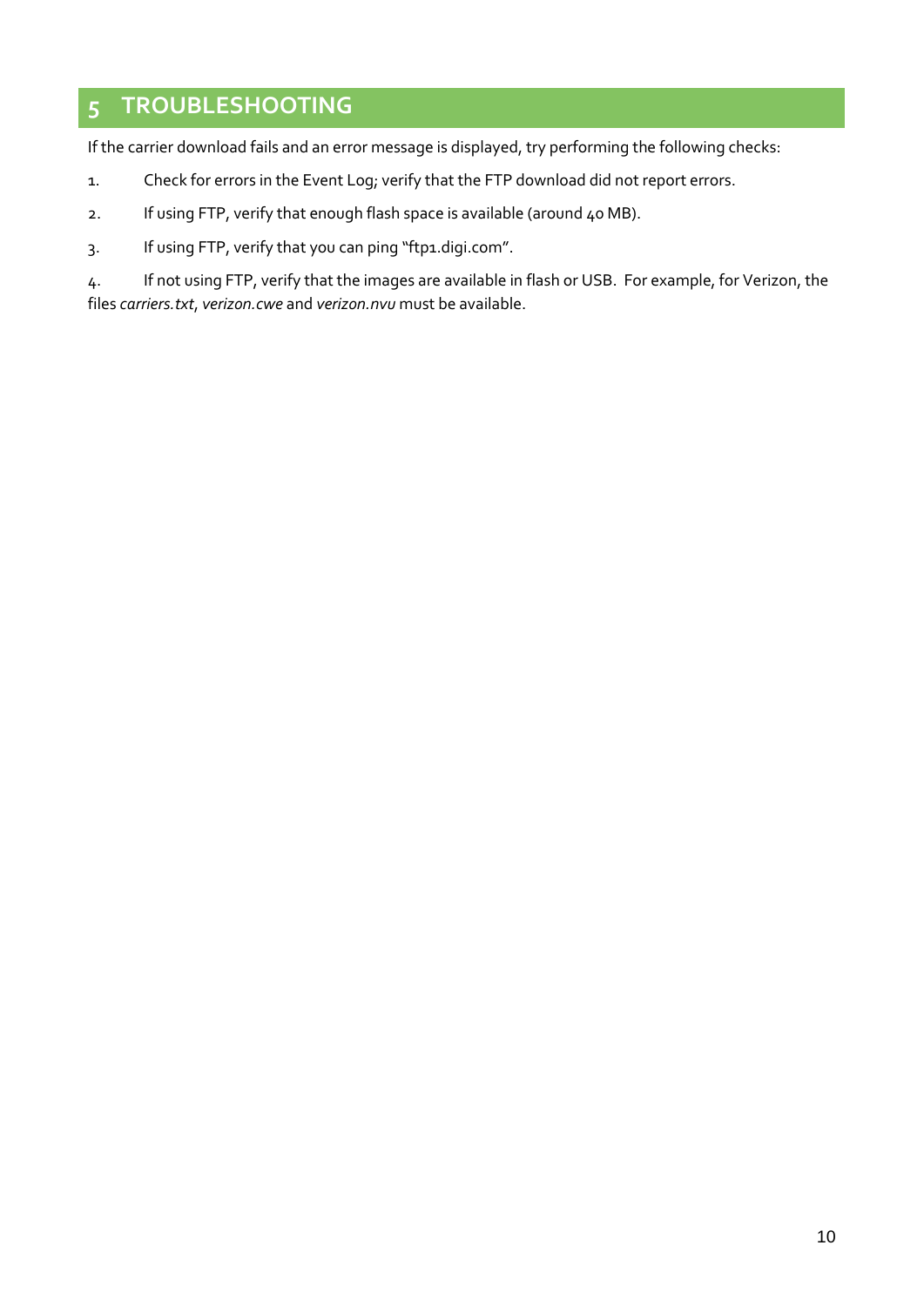# 5 TROUBLESHOOTING

If the carrier download fails and an error message is displayed, try performing the following checks:

1. Check for errors in the Event Log; verify that the FTP download did not report errors.
2. If using FTP, verify that enough flash space is available (around 40 MB).
3. If using FTP, verify that you can ping "ftp1.digi.com".
4. If not using FTP, verify that the images are available in flash or USB. For example, for Verizon, the files *carriers.txt*, *verizon.cwe* and *verizon.nvu* must be available.